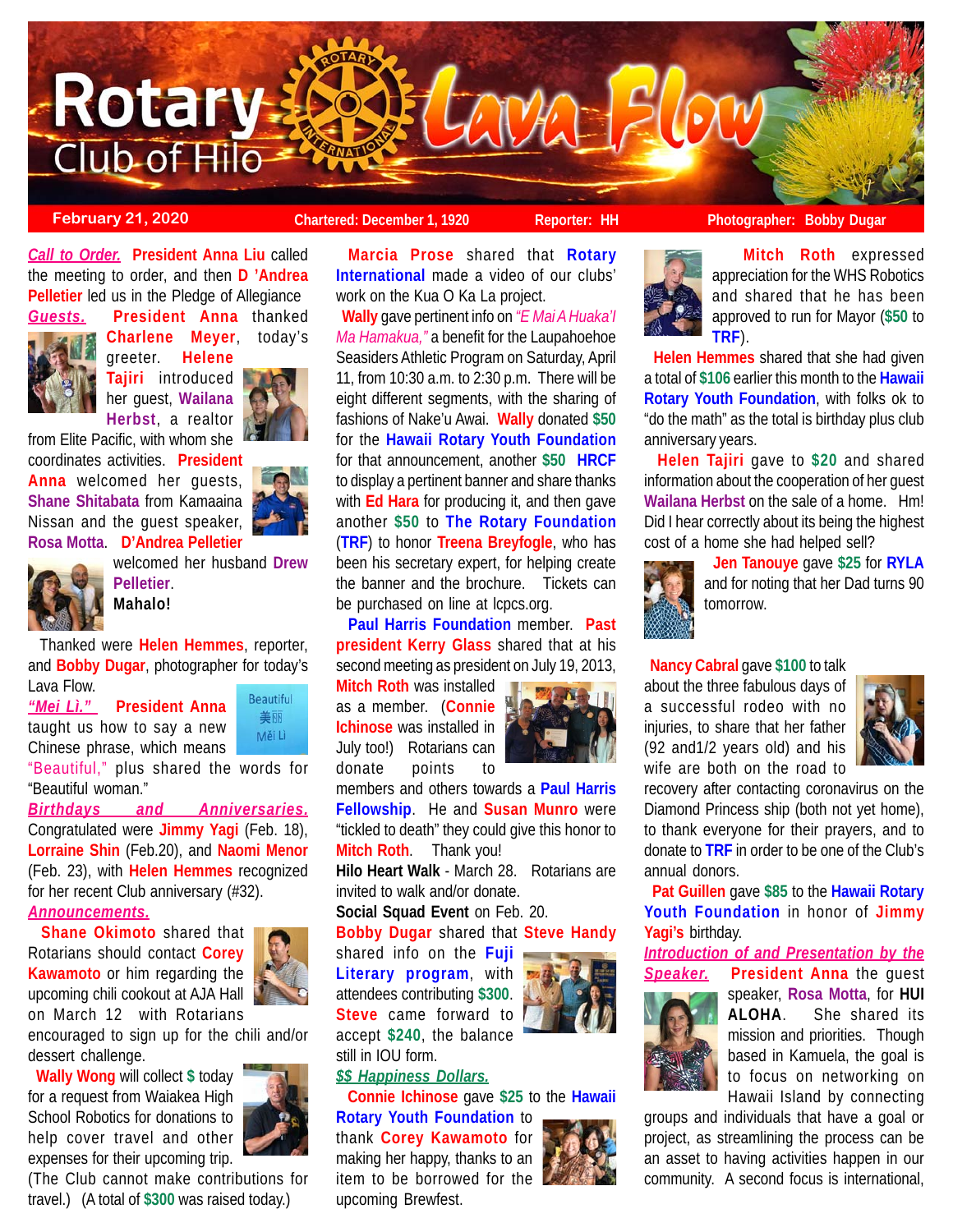# Rotary Club of Hilo Lava Flow

**February 21, 2020** | **Chartered: December 1, 1920** | **Reporter: HH** | **Photographer: Bobby Dugar**

***Call to Order.*** **President Anna Liu** called the meeting to order, and then **D 'Andrea Pelletier** led us in the Pledge of Allegiance

***Guests.*** **President Anna** thanked **Charlene Meyer**, today's greeter. **Helene Tajiri** introduced her guest, **Wailana Herbst**, a realtor from Elite Pacific, with whom she coordinates activities. **President Anna** welcomed her guests, **Shane Shitabata** from Kamaaina Nissan and the guest speaker, **Rosa Motta**. **D'Andrea Pelletier** welcomed her husband **Drew Pelletier**. **Mahalo!**

Thanked were **Helen Hemmes**, reporter, and **Bobby Dugar**, photographer for today's Lava Flow.

***"Mei Lì."*** **President Anna** taught us how to say a new Chinese phrase, which means "Beautiful," plus shared the words for "Beautiful woman."

Beautiful
美丽
Měi Lì

***Birthdays and Anniversaries.*** Congratulated were **Jimmy Yagi** (Feb. 18), **Lorraine Shin** (Feb.20), and **Naomi Menor** (Feb. 23), with **Helen Hemmes** recognized for her recent Club anniversary (#32).

***Announcements.***

**Shane Okimoto** shared that Rotarians should contact **Corey Kawamoto** or him regarding the upcoming chili cookout at AJA Hall on March 12 with Rotarians encouraged to sign up for the chili and/or dessert challenge.

**Wally Wong** will collect **$** today for a request from Waiakea High School Robotics for donations to help cover travel and other expenses for their upcoming trip. (The Club cannot make contributions for travel.) (A total of **$300** was raised today.)

**Marcia Prose** shared that **Rotary International** made a video of our clubs' work on the Kua O Ka La project.

**Wally** gave pertinent info on *"E Mai A Huaka'I Ma Hamakua,"* a benefit for the Laupahoehoe Seasiders Athletic Program on Saturday, April 11, from 10:30 a.m. to 2:30 p.m. There will be eight different segments, with the sharing of fashions of Nake'u Awai. **Wally** donated **$50** for the **Hawaii Rotary Youth Foundation** for that announcement, another **$50 HRCF** to display a pertinent banner and share thanks with **Ed Hara** for producing it, and then gave another **$50** to **The Rotary Foundation** (**TRF**) to honor **Treena Breyfogle**, who has been his secretary expert, for helping create the banner and the brochure. Tickets can be purchased on line at lcpcs.org.

**Paul Harris Foundation** member. **Past president Kerry Glass** shared that at his second meeting as president on July 19, 2013, **Mitch Roth** was installed as a member. (**Connie Ichinose** was installed in July too!) Rotarians can donate points to members and others towards a **Paul Harris Fellowship**. He and **Susan Munro** were "tickled to death" they could give this honor to **Mitch Roth**. Thank you!

**Hilo Heart Walk** - March 28. Rotarians are invited to walk and/or donate.

**Social Squad Event** on Feb. 20.

**Bobby Dugar** shared that **Steve Handy** shared info on the **Fuji Literary program**, with attendees contributing **$300**. **Steve** came forward to accept **$240**, the balance still in IOU form.

***$$ Happiness Dollars.***

**Connie Ichinose** gave **$25** to the **Hawaii Rotary Youth Foundation** to thank **Corey Kawamoto** for making her happy, thanks to an item to be borrowed for the upcoming Brewfest.

**Mitch Roth** expressed appreciation for the WHS Robotics and shared that he has been approved to run for Mayor (**$50** to **TRF**).

**Helen Hemmes** shared that she had given a total of **$106** earlier this month to the **Hawaii Rotary Youth Foundation**, with folks ok to "do the math" as the total is birthday plus club anniversary years.

**Helen Tajiri** gave to **$20** and shared information about the cooperation of her guest **Wailana Herbst** on the sale of a home. Hm! Did I hear correctly about its being the highest cost of a home she had helped sell?

**Jen Tanouye** gave **$25** for **RYLA** and for noting that her Dad turns 90 tomorrow.

**Nancy Cabral** gave **$100** to talk about the three fabulous days of a successful rodeo with no injuries, to share that her father (92 and1/2 years old) and his wife are both on the road to recovery after contacting coronavirus on the Diamond Princess ship (both not yet home), to thank everyone for their prayers, and to donate to **TRF** in order to be one of the Club's annual donors.

**Pat Guillen** gave **$85** to the **Hawaii Rotary Youth Foundation** in honor of **Jimmy Yagi's** birthday.

***Introduction of and Presentation by the Speaker.*** **President Anna** the guest speaker, **Rosa Motta**, for **HUI ALOHA**. She shared its mission and priorities. Though based in Kamuela, the goal is to focus on networking on Hawaii Island by connecting groups and individuals that have a goal or project, as streamlining the process can be an asset to having activities happen in our community. A second focus is international,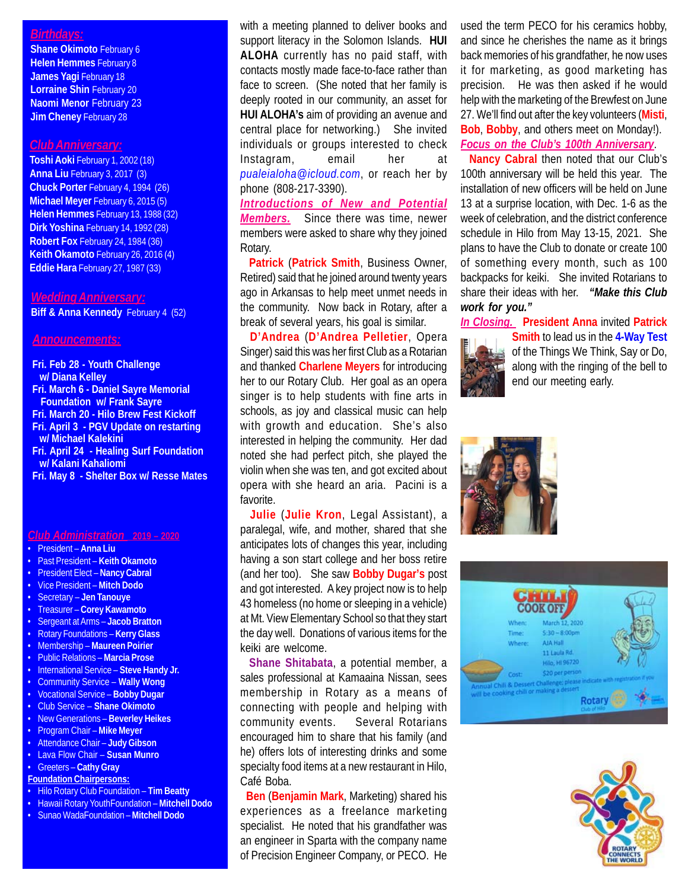## Birthdays:

**Shane Okimoto** February 6
**Helen Hemmes** February 8
**James Yagi** February 18
**Lorraine Shin** February 20
**Naomi Menor** February 23
**Jim Cheney** February 28

## Club Anniversary:

**Toshi Aoki** February 1, 2002 (18)
**Anna Liu** February 3, 2017 (3)
**Chuck Porter** February 4, 1994 (26)
**Michael Meyer** February 6, 2015 (5)
**Helen Hemmes** February 13, 1988 (32)
**Dirk Yoshina** February 14, 1992 (28)
**Robert Fox** February 24, 1984 (36)
**Keith Okamoto** February 26, 2016 (4)
**Eddie Hara** February 27, 1987 (33)

## Wedding Anniversary:

**Biff & Anna Kennedy** February 4 (52)

## Announcements:

**Fri. Feb 28 - Youth Challenge w/ Diana Kelley**
**Fri. March 6 - Daniel Sayre Memorial Foundation w/ Frank Sayre**
**Fri. March 20 - Hilo Brew Fest Kickoff**
**Fri. April 3 - PGV Update on restarting w/ Michael Kalekini**
**Fri. April 24 - Healing Surf Foundation w/ Kalani Kahaliomi**
**Fri. May 8 - Shelter Box w/ Resse Mates**

## Club Administration 2019 – 2020

- President – **Anna Liu**
- Past President – **Keith Okamoto**
- President Elect – **Nancy Cabral**
- Vice President – **Mitch Dodo**
- Secretary – **Jen Tanouye**
- Treasurer – **Corey Kawamoto**
- Sergeant at Arms – **Jacob Bratton**
- Rotary Foundations – **Kerry Glass**
- Membership – **Maureen Poirier**
- Public Relations – **Marcia Prose**
- International Service – **Steve Handy Jr.**
- Community Service – **Wally Wong**
- Vocational Service – **Bobby Dugar**
- Club Service – **Shane Okimoto**
- New Generations – **Beverley Heikes**
- Program Chair – **Mike Meyer**
- Attendance Chair – **Judy Gibson**
- Lava Flow Chair – **Susan Munro**
- Greeters – **Cathy Gray**

**Foundation Chairpersons:**

- Hilo Rotary Club Foundation – **Tim Beatty**
- Hawaii Rotary YouthFoundation – **Mitchell Dodo**
- Sunao WadaFoundation – **Mitchell Dodo**

with a meeting planned to deliver books and support literacy in the Solomon Islands. **HUI ALOHA** currently has no paid staff, with contacts mostly made face-to-face rather than face to screen. (She noted that her family is deeply rooted in our community, an asset for **HUI ALOHA's** aim of providing an avenue and central place for networking.) She invited individuals or groups interested to check Instagram, email her at *pualeialoha@icloud.com*, or reach her by phone (808-217-3390).

***Introductions of New and Potential Members.*** Since there was time, newer members were asked to share why they joined Rotary.

**Patrick** (**Patrick Smith**, Business Owner, Retired) said that he joined around twenty years ago in Arkansas to help meet unmet needs in the community. Now back in Rotary, after a break of several years, his goal is similar.

**D'Andrea** (**D'Andrea Pelletier**, Opera Singer) said this was her first Club as a Rotarian and thanked **Charlene Meyers** for introducing her to our Rotary Club. Her goal as an opera singer is to help students with fine arts in schools, as joy and classical music can help with growth and education. She's also interested in helping the community. Her dad noted she had perfect pitch, she played the violin when she was ten, and got excited about opera with she heard an aria. Pacini is a favorite.

**Julie** (**Julie Kron**, Legal Assistant), a paralegal, wife, and mother, shared that she anticipates lots of changes this year, including having a son start college and her boss retire (and her too). She saw **Bobby Dugar's** post and got interested. A key project now is to help 43 homeless (no home or sleeping in a vehicle) at Mt. View Elementary School so that they start the day well. Donations of various items for the keiki are welcome.

**Shane Shitabata**, a potential member, a sales professional at Kamaaina Nissan, sees membership in Rotary as a means of connecting with people and helping with community events. Several Rotarians encouraged him to share that his family (and he) offers lots of interesting drinks and some specialty food items at a new restaurant in Hilo, Café Boba.

**Ben** (**Benjamin Mark**, Marketing) shared his experiences as a freelance marketing specialist. He noted that his grandfather was an engineer in Sparta with the company name of Precision Engineer Company, or PECO. He used the term PECO for his ceramics hobby, and since he cherishes the name as it brings back memories of his grandfather, he now uses it for marketing, as good marketing has precision. He was then asked if he would help with the marketing of the Brewfest on June 27. We'll find out after the key volunteers (**Misti**, **Bob**, **Bobby**, and others meet on Monday!).

***Focus on the Club's 100th Anniversary***.

**Nancy Cabral** then noted that our Club's 100th anniversary will be held this year. The installation of new officers will be held on June 13 at a surprise location, with Dec. 1-6 as the week of celebration, and the district conference schedule in Hilo from May 13-15, 2021. She plans to have the Club to donate or create 100 of something every month, such as 100 backpacks for keiki. She invited Rotarians to share their ideas with her. ***"Make this Club work for you."***

***In Closing.*** **President Anna** invited **Patrick Smith** to lead us in the **4-Way Test** of the Things We Think, Say or Do, along with the ringing of the bell to end our meeting early.

CHILI COOK OFF
When: March 12, 2020
Time: 5:30 – 8:00pm
Where: AJA Hall
11 Laula Rd.
Hilo, HI 96720
Cost: $20 per person
Annual Chili & Dessert Challenge; please indicate with registration if you will be cooking chili or making a dessert
Rotary Club of Hilo

ROTARY CONNECTS THE WORLD